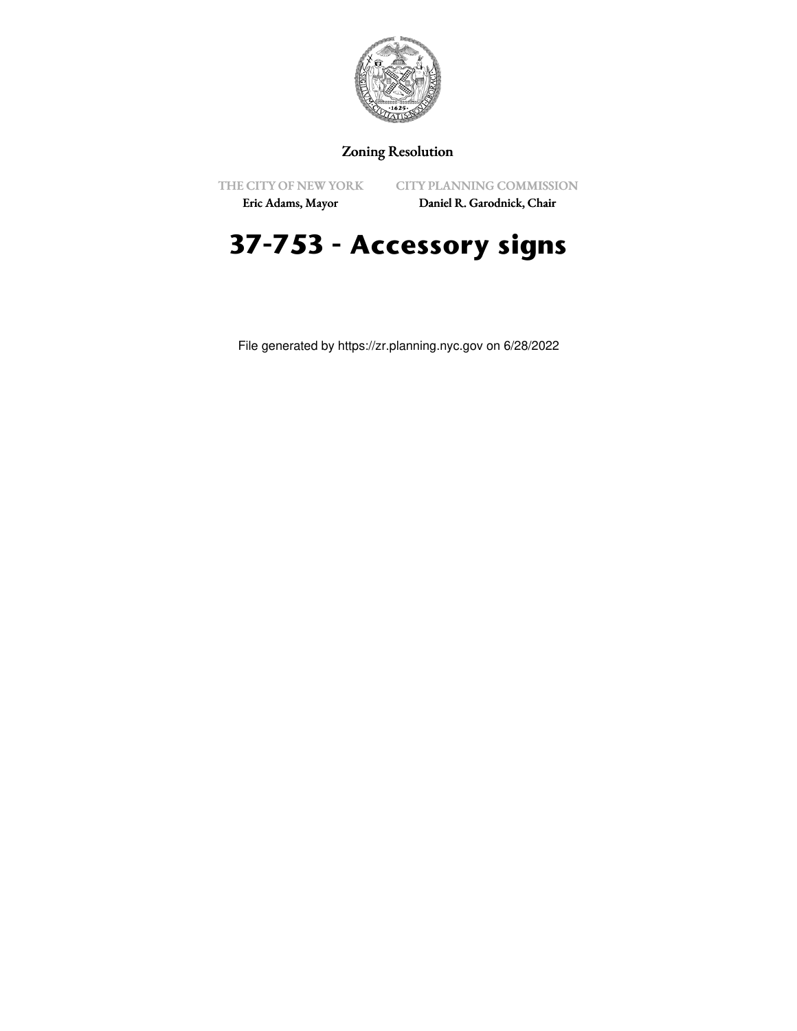Zoning Resolution

THE CITY OF NEW YORK
Eric Adams, Mayor

CITY PLANNING COMMISSION
Daniel R. Garodnick, Chair

# 37-753 - Accessory signs

File generated by https://zr.planning.nyc.gov on 6/28/2022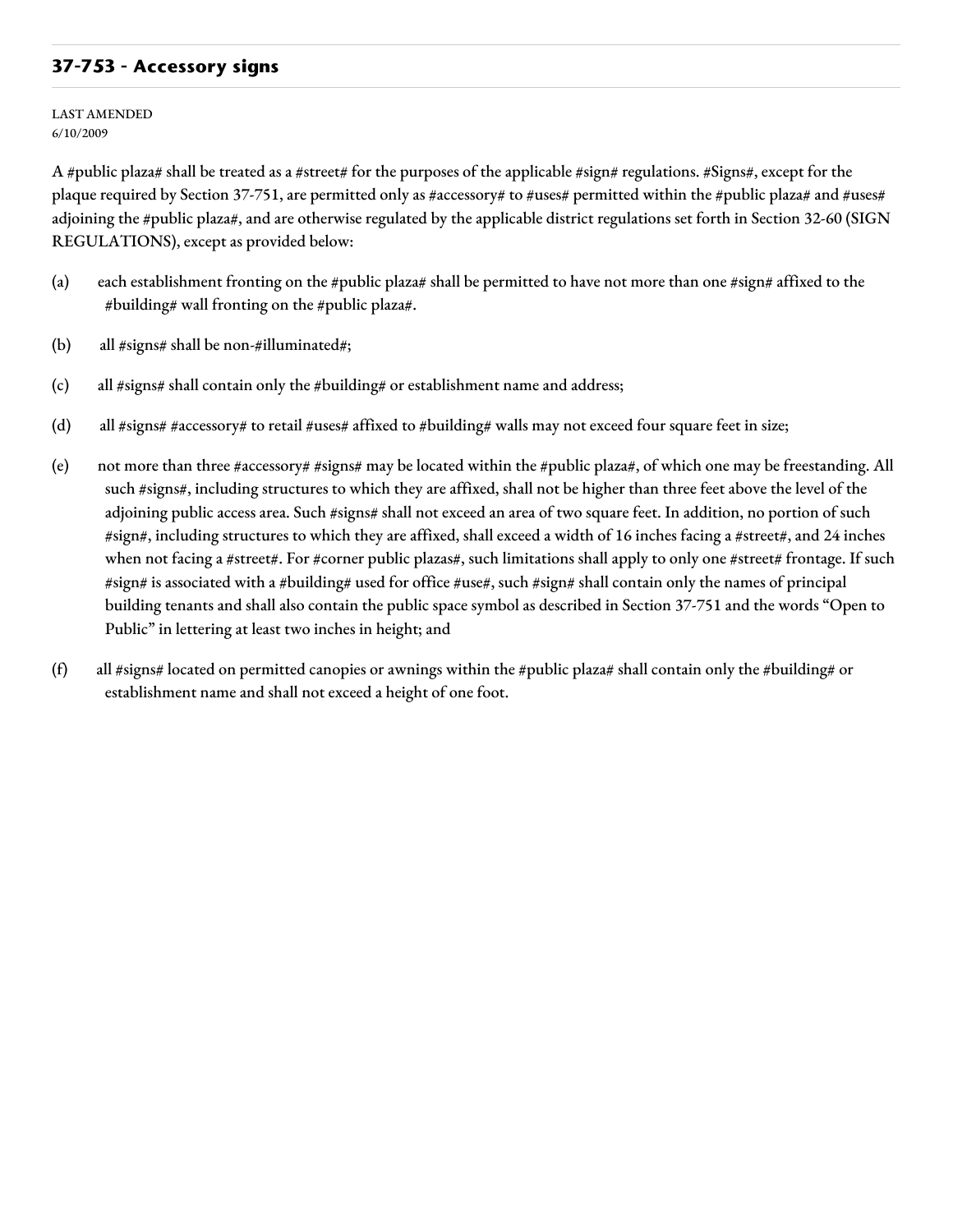## 37-753 - Accessory signs

LAST AMENDED
6/10/2009

A #public plaza# shall be treated as a #street# for the purposes of the applicable #sign# regulations. #Signs#, except for the plaque required by Section 37-751, are permitted only as #accessory# to #uses# permitted within the #public plaza# and #uses# adjoining the #public plaza#, and are otherwise regulated by the applicable district regulations set forth in Section 32-60 (SIGN REGULATIONS), except as provided below:

(a) each establishment fronting on the #public plaza# shall be permitted to have not more than one #sign# affixed to the #building# wall fronting on the #public plaza#.

(b) all #signs# shall be non-#illuminated#;

(c) all #signs# shall contain only the #building# or establishment name and address;

(d) all #signs# #accessory# to retail #uses# affixed to #building# walls may not exceed four square feet in size;

(e) not more than three #accessory# #signs# may be located within the #public plaza#, of which one may be freestanding. All such #signs#, including structures to which they are affixed, shall not be higher than three feet above the level of the adjoining public access area. Such #signs# shall not exceed an area of two square feet. In addition, no portion of such #sign#, including structures to which they are affixed, shall exceed a width of 16 inches facing a #street#, and 24 inches when not facing a #street#. For #corner public plazas#, such limitations shall apply to only one #street# frontage. If such #sign# is associated with a #building# used for office #use#, such #sign# shall contain only the names of principal building tenants and shall also contain the public space symbol as described in Section 37-751 and the words "Open to Public" in lettering at least two inches in height; and

(f) all #signs# located on permitted canopies or awnings within the #public plaza# shall contain only the #building# or establishment name and shall not exceed a height of one foot.